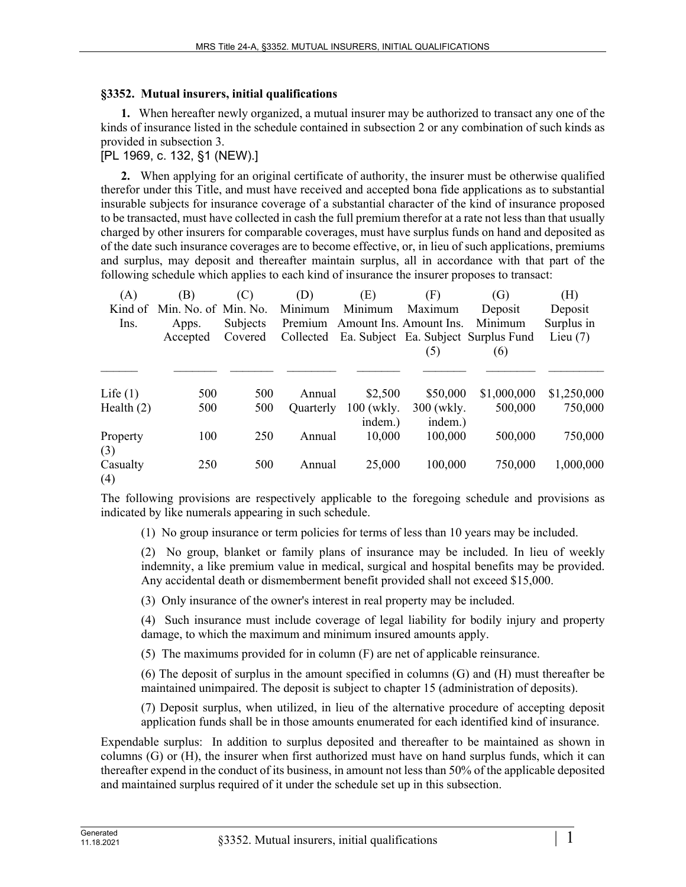### §3352. Mutual insurers, initial qualifications

**1.** When hereafter newly organized, a mutual insurer may be authorized to transact any one of the kinds of insurance listed in the schedule contained in subsection 2 or any combination of such kinds as provided in subsection 3.

[PL 1969, c. 132, §1 (NEW).]

**2.** When applying for an original certificate of authority, the insurer must be otherwise qualified therefor under this Title, and must have received and accepted bona fide applications as to substantial insurable subjects for insurance coverage of a substantial character of the kind of insurance proposed to be transacted, must have collected in cash the full premium therefor at a rate not less than that usually charged by other insurers for comparable coverages, must have surplus funds on hand and deposited as of the date such insurance coverages are to become effective, or, in lieu of such applications, premiums and surplus, may deposit and thereafter maintain surplus, all in accordance with that part of the following schedule which applies to each kind of insurance the insurer proposes to transact:

| (A) Kind of Ins. | (B) Min. No. of Apps. Accepted | (C) Min. No. Subjects Covered | (D) Minimum Premium Collected | (E) Minimum Amount Ins. Ea. Subject | (F) Maximum Amount Ins. Ea. Subject (5) | (G) Deposit Minimum Surplus Fund (6) | (H) Deposit Surplus in Lieu (7) |
|---|---|---|---|---|---|---|---|
| Life (1) | 500 | 500 | Annual | $2,500 | $50,000 | $1,000,000 | $1,250,000 |
| Health (2) | 500 | 500 | Quarterly | 100 (wkly. indem.) | 300 (wkly. indem.) | 500,000 | 750,000 |
| Property (3) | 100 | 250 | Annual | 10,000 | 100,000 | 500,000 | 750,000 |
| Casualty (4) | 250 | 500 | Annual | 25,000 | 100,000 | 750,000 | 1,000,000 |

The following provisions are respectively applicable to the foregoing schedule and provisions as indicated by like numerals appearing in such schedule.

(1) No group insurance or term policies for terms of less than 10 years may be included.

(2) No group, blanket or family plans of insurance may be included. In lieu of weekly indemnity, a like premium value in medical, surgical and hospital benefits may be provided. Any accidental death or dismemberment benefit provided shall not exceed $15,000.

(3) Only insurance of the owner's interest in real property may be included.

(4) Such insurance must include coverage of legal liability for bodily injury and property damage, to which the maximum and minimum insured amounts apply.

(5) The maximums provided for in column (F) are net of applicable reinsurance.

(6) The deposit of surplus in the amount specified in columns (G) and (H) must thereafter be maintained unimpaired. The deposit is subject to chapter 15 (administration of deposits).

(7) Deposit surplus, when utilized, in lieu of the alternative procedure of accepting deposit application funds shall be in those amounts enumerated for each identified kind of insurance.

Expendable surplus: In addition to surplus deposited and thereafter to be maintained as shown in columns (G) or (H), the insurer when first authorized must have on hand surplus funds, which it can thereafter expend in the conduct of its business, in amount not less than 50% of the applicable deposited and maintained surplus required of it under the schedule set up in this subsection.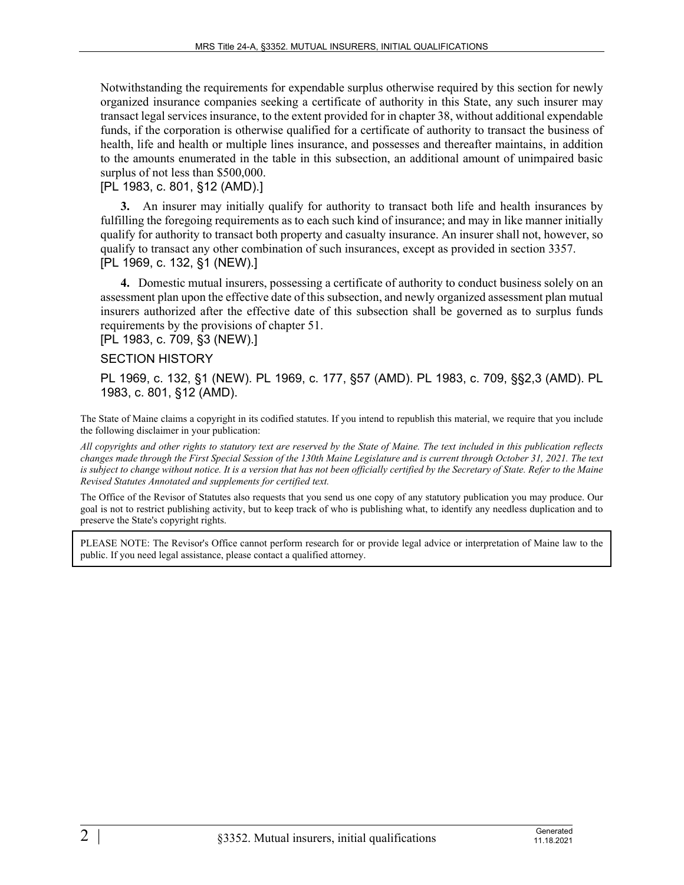Notwithstanding the requirements for expendable surplus otherwise required by this section for newly organized insurance companies seeking a certificate of authority in this State, any such insurer may transact legal services insurance, to the extent provided for in chapter 38, without additional expendable funds, if the corporation is otherwise qualified for a certificate of authority to transact the business of health, life and health or multiple lines insurance, and possesses and thereafter maintains, in addition to the amounts enumerated in the table in this subsection, an additional amount of unimpaired basic surplus of not less than $500,000.

[PL 1983, c. 801, §12 (AMD).]

**3.** An insurer may initially qualify for authority to transact both life and health insurances by fulfilling the foregoing requirements as to each such kind of insurance; and may in like manner initially qualify for authority to transact both property and casualty insurance. An insurer shall not, however, so qualify to transact any other combination of such insurances, except as provided in section 3357.

[PL 1969, c. 132, §1 (NEW).]

**4.** Domestic mutual insurers, possessing a certificate of authority to conduct business solely on an assessment plan upon the effective date of this subsection, and newly organized assessment plan mutual insurers authorized after the effective date of this subsection shall be governed as to surplus funds requirements by the provisions of chapter 51.

[PL 1983, c. 709, §3 (NEW).]

SECTION HISTORY

PL 1969, c. 132, §1 (NEW). PL 1969, c. 177, §57 (AMD). PL 1983, c. 709, §§2,3 (AMD). PL 1983, c. 801, §12 (AMD).

The State of Maine claims a copyright in its codified statutes. If you intend to republish this material, we require that you include the following disclaimer in your publication:

*All copyrights and other rights to statutory text are reserved by the State of Maine. The text included in this publication reflects changes made through the First Special Session of the 130th Maine Legislature and is current through October 31, 2021. The text is subject to change without notice. It is a version that has not been officially certified by the Secretary of State. Refer to the Maine Revised Statutes Annotated and supplements for certified text.*

The Office of the Revisor of Statutes also requests that you send us one copy of any statutory publication you may produce. Our goal is not to restrict publishing activity, but to keep track of who is publishing what, to identify any needless duplication and to preserve the State's copyright rights.

PLEASE NOTE: The Revisor's Office cannot perform research for or provide legal advice or interpretation of Maine law to the public. If you need legal assistance, please contact a qualified attorney.